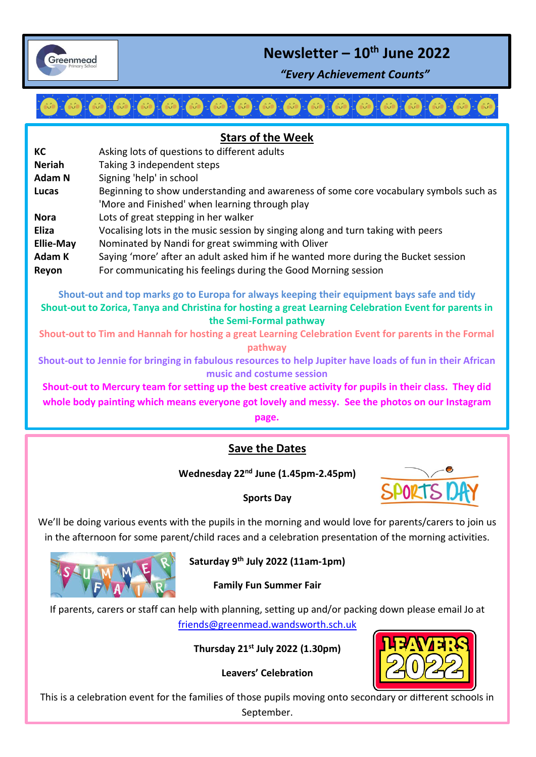# Newsletter – 10th June 2022

*"Every Achievement Counts"*

## Stars of the Week

| | |
|---|---|
| **KC** | Asking lots of questions to different adults |
| **Neriah** | Taking 3 independent steps |
| **Adam N** | Signing 'help' in school |
| **Lucas** | Beginning to show understanding and awareness of some core vocabulary symbols such as 'More and Finished' when learning through play |
| **Nora** | Lots of great stepping in her walker |
| **Eliza** | Vocalising lots in the music session by singing along and turn taking with peers |
| **Ellie-May** | Nominated by Nandi for great swimming with Oliver |
| **Adam K** | Saying 'more' after an adult asked him if he wanted more during the Bucket session |
| **Reyon** | For communicating his feelings during the Good Morning session |

**Shout-out and top marks go to Europa for always keeping their equipment bays safe and tidy**

**Shout-out to Zorica, Tanya and Christina for hosting a great Learning Celebration Event for parents in the Semi-Formal pathway**

**Shout-out to Tim and Hannah for hosting a great Learning Celebration Event for parents in the Formal pathway**

**Shout-out to Jennie for bringing in fabulous resources to help Jupiter have loads of fun in their African music and costume session**

**Shout-out to Mercury team for setting up the best creative activity for pupils in their class. They did whole body painting which means everyone got lovely and messy. See the photos on our Instagram page.**

## Save the Dates

**Wednesday 22nd June (1.45pm-2.45pm)**

**Sports Day**

We'll be doing various events with the pupils in the morning and would love for parents/carers to join us in the afternoon for some parent/child races and a celebration presentation of the morning activities.

**Saturday 9th July 2022 (11am-1pm)**

**Family Fun Summer Fair**

If parents, carers or staff can help with planning, setting up and/or packing down please email Jo at friends@greenmead.wandsworth.sch.uk

**Thursday 21st July 2022 (1.30pm)**

**Leavers' Celebration**

This is a celebration event for the families of those pupils moving onto secondary or different schools in September.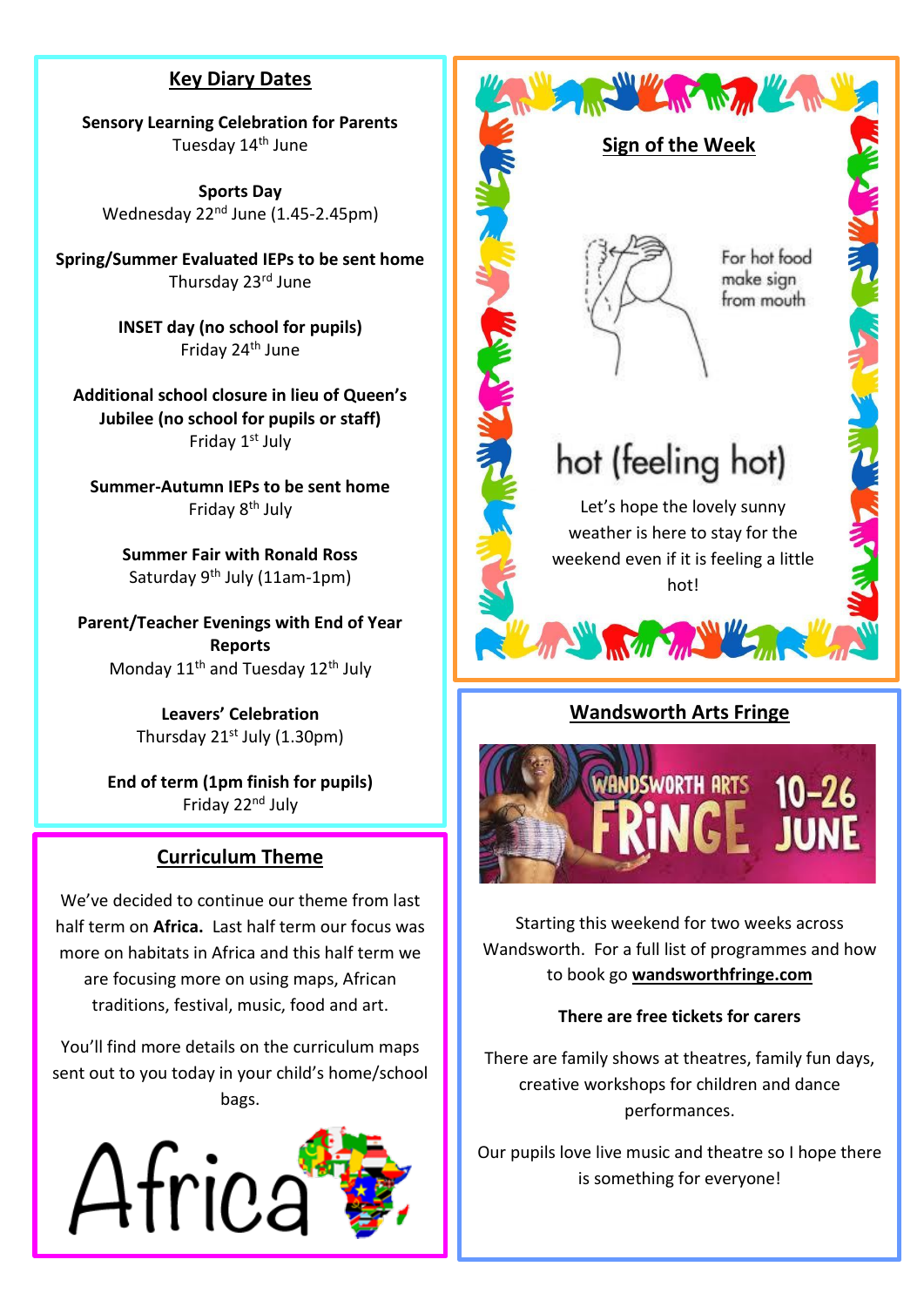## Key Diary Dates

**Sensory Learning Celebration for Parents**
Tuesday 14th June

**Sports Day**
Wednesday 22nd June (1.45-2.45pm)

**Spring/Summer Evaluated IEPs to be sent home**
Thursday 23rd June

**INSET day (no school for pupils)**
Friday 24th June

**Additional school closure in lieu of Queen's Jubilee (no school for pupils or staff)**
Friday 1st July

**Summer-Autumn IEPs to be sent home**
Friday 8th July

**Summer Fair with Ronald Ross**
Saturday 9th July (11am-1pm)

**Parent/Teacher Evenings with End of Year Reports**
Monday 11th and Tuesday 12th July

**Leavers' Celebration**
Thursday 21st July (1.30pm)

**End of term (1pm finish for pupils)**
Friday 22nd July

## Curriculum Theme

We've decided to continue our theme from last half term on **Africa.** Last half term our focus was more on habitats in Africa and this half term we are focusing more on using maps, African traditions, festival, music, food and art.

You'll find more details on the curriculum maps sent out to you today in your child's home/school bags.

Africa

## Sign of the Week

For hot food make sign from mouth

hot (feeling hot)

Let's hope the lovely sunny weather is here to stay for the weekend even if it is feeling a little hot!

## Wandsworth Arts Fringe

WANDSWORTH ARTS FRINGE 10-26 JUNE

Starting this weekend for two weeks across Wandsworth. For a full list of programmes and how to book go **wandsworthfringe.com**

**There are free tickets for carers**

There are family shows at theatres, family fun days, creative workshops for children and dance performances.

Our pupils love live music and theatre so I hope there is something for everyone!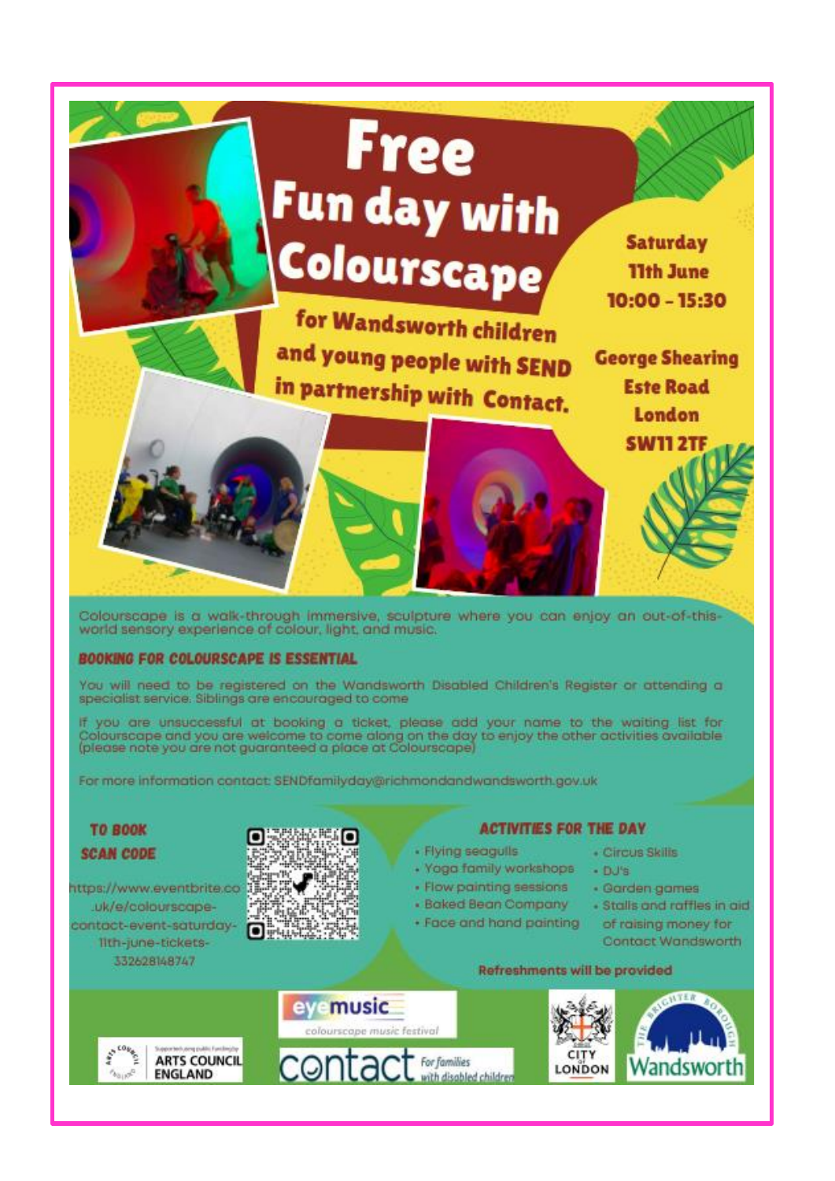# Free Fun day with Colourscape

## for Wandsworth children and young people with SEND in partnership with Contact.

**Saturday 11th June 10:00 - 15:30**

**George Shearing Este Road London SW11 2TF**

Colourscape is a walk-through immersive, sculpture where you can enjoy an out-of-this-world sensory experience of colour, light, and music.

### BOOKING FOR COLOURSCAPE IS ESSENTIAL

You will need to be registered on the Wandsworth Disabled Children's Register or attending a specialist service. Siblings are encouraged to come

If you are unsuccessful at booking a ticket, please add your name to the waiting list for Colourscape and you are welcome to come along on the day to enjoy the other activities available (please note you are not guaranteed a place at Colourscape)

For more information contact: SENDfamilyday@richmondandwandsworth.gov.uk

### TO BOOK SCAN CODE

https://www.eventbrite.co.uk/e/colourscape-contact-event-saturday-11th-june-tickets-332628148747

### ACTIVITIES FOR THE DAY

- Flying seagulls
- Yoga family workshops
- Flow painting sessions
- Baked Bean Company
- Face and hand painting
- Circus Skills
- DJ's
- Garden games
- Stalls and raffles in aid of raising money for Contact Wandsworth

**Refreshments will be provided**

Supported using public funding by ARTS COUNCIL ENGLAND

eyemusic colourscape music festival

contact For families with disabled children

CITY OF LONDON

THE BRIGHTER BOROUGH Wandsworth